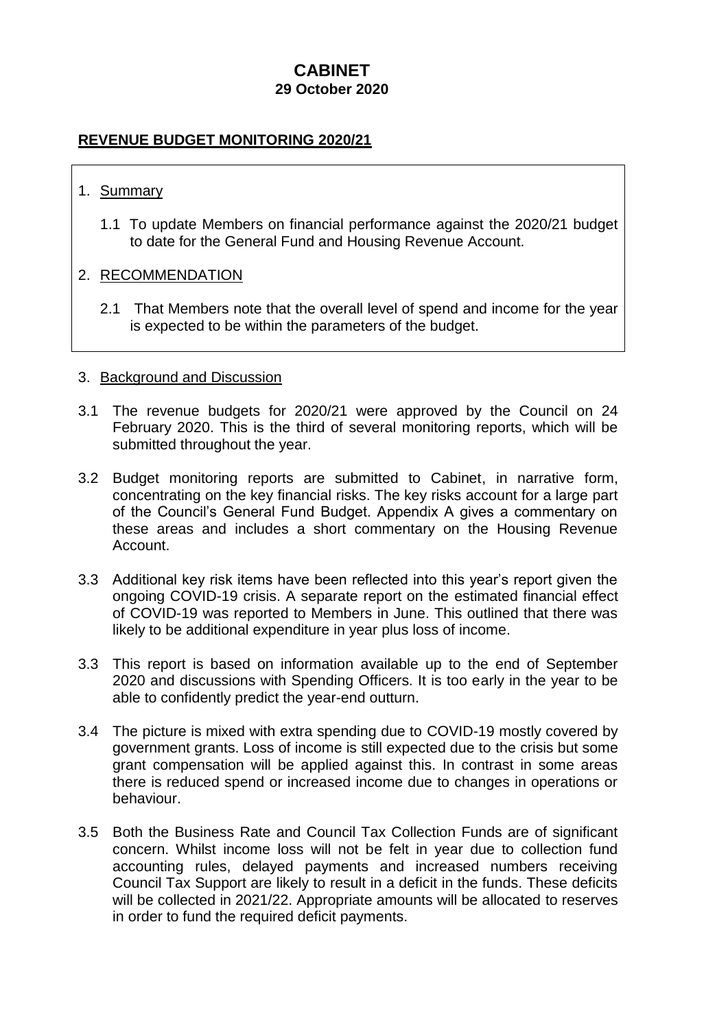# CABINET
## 29 October 2020

**REVENUE BUDGET MONITORING 2020/21**

1. Summary

   1.1 To update Members on financial performance against the 2020/21 budget to date for the General Fund and Housing Revenue Account.

2. RECOMMENDATION

   2.1 That Members note that the overall level of spend and income for the year is expected to be within the parameters of the budget.

3. Background and Discussion

3.1 The revenue budgets for 2020/21 were approved by the Council on 24 February 2020. This is the third of several monitoring reports, which will be submitted throughout the year.

3.2 Budget monitoring reports are submitted to Cabinet, in narrative form, concentrating on the key financial risks. The key risks account for a large part of the Council's General Fund Budget. Appendix A gives a commentary on these areas and includes a short commentary on the Housing Revenue Account.

3.3 Additional key risk items have been reflected into this year's report given the ongoing COVID-19 crisis. A separate report on the estimated financial effect of COVID-19 was reported to Members in June. This outlined that there was likely to be additional expenditure in year plus loss of income.

3.3 This report is based on information available up to the end of September 2020 and discussions with Spending Officers. It is too early in the year to be able to confidently predict the year-end outturn.

3.4 The picture is mixed with extra spending due to COVID-19 mostly covered by government grants. Loss of income is still expected due to the crisis but some grant compensation will be applied against this. In contrast in some areas there is reduced spend or increased income due to changes in operations or behaviour.

3.5 Both the Business Rate and Council Tax Collection Funds are of significant concern. Whilst income loss will not be felt in year due to collection fund accounting rules, delayed payments and increased numbers receiving Council Tax Support are likely to result in a deficit in the funds. These deficits will be collected in 2021/22. Appropriate amounts will be allocated to reserves in order to fund the required deficit payments.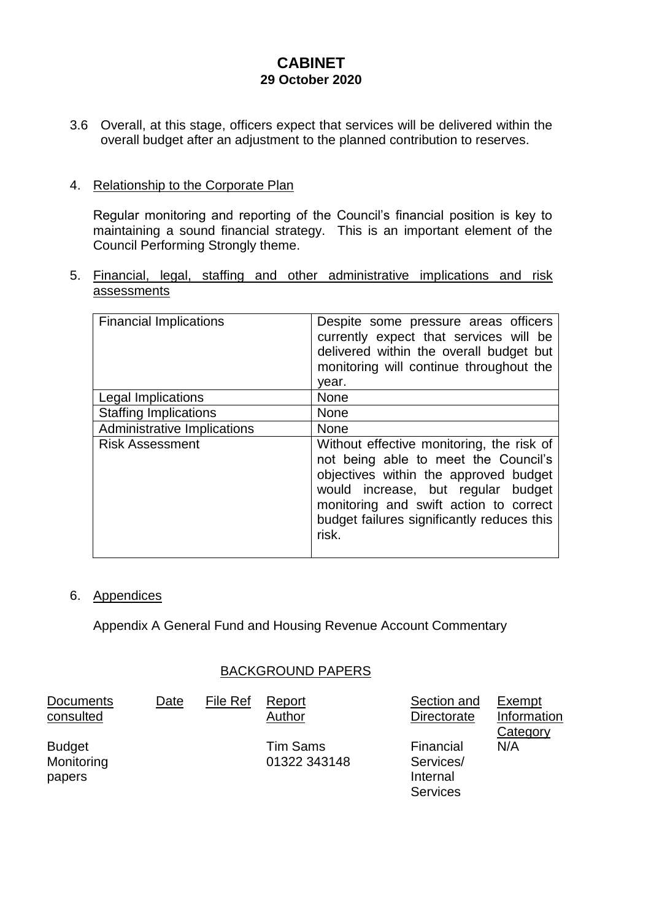# CABINET
## 29 October 2020

3.6 Overall, at this stage, officers expect that services will be delivered within the overall budget after an adjustment to the planned contribution to reserves.

4. Relationship to the Corporate Plan

Regular monitoring and reporting of the Council's financial position is key to maintaining a sound financial strategy. This is an important element of the Council Performing Strongly theme.

5. Financial, legal, staffing and other administrative implications and risk assessments

| | |
|---|---|
| Financial Implications | Despite some pressure areas officers currently expect that services will be delivered within the overall budget but monitoring will continue throughout the year. |
| Legal Implications | None |
| Staffing Implications | None |
| Administrative Implications | None |
| Risk Assessment | Without effective monitoring, the risk of not being able to meet the Council's objectives within the approved budget would increase, but regular budget monitoring and swift action to correct budget failures significantly reduces this risk. |

6. Appendices

Appendix A General Fund and Housing Revenue Account Commentary

BACKGROUND PAPERS

| Documents consulted | Date | File Ref | Report Author | Section and Directorate | Exempt Information Category |
|---|---|---|---|---|---|
| Budget Monitoring papers | | | Tim Sams 01322 343148 | Financial Services/ Internal Services | N/A |